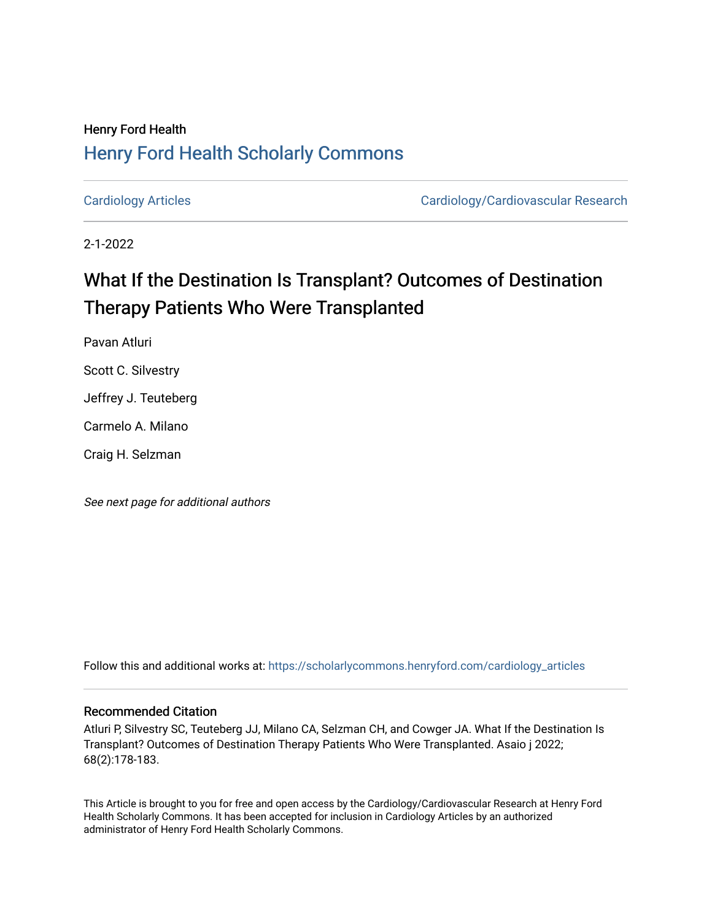Henry Ford Health

## Henry Ford Health Scholarly Commons

Cardiology Articles | Cardiology/Cardiovascular Research

2-1-2022

# What If the Destination Is Transplant? Outcomes of Destination Therapy Patients Who Were Transplanted

Pavan Atluri

Scott C. Silvestry

Jeffrey J. Teuteberg

Carmelo A. Milano

Craig H. Selzman

*See next page for additional authors*

Follow this and additional works at: https://scholarlycommons.henryford.com/cardiology_articles

### Recommended Citation

Atluri P, Silvestry SC, Teuteberg JJ, Milano CA, Selzman CH, and Cowger JA. What If the Destination Is Transplant? Outcomes of Destination Therapy Patients Who Were Transplanted. Asaio j 2022; 68(2):178-183.

This Article is brought to you for free and open access by the Cardiology/Cardiovascular Research at Henry Ford Health Scholarly Commons. It has been accepted for inclusion in Cardiology Articles by an authorized administrator of Henry Ford Health Scholarly Commons.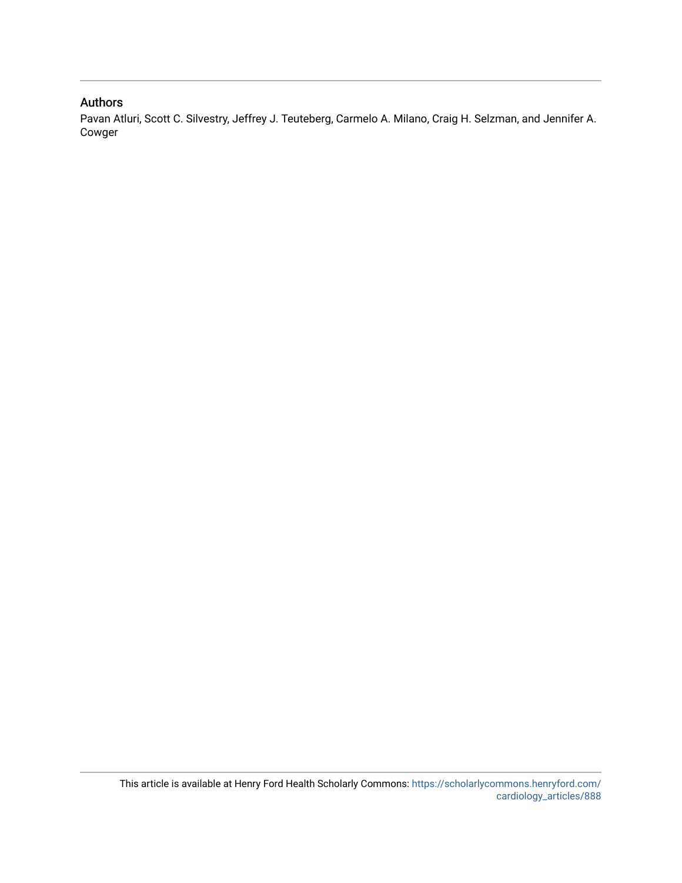## Authors

Pavan Atluri, Scott C. Silvestry, Jeffrey J. Teuteberg, Carmelo A. Milano, Craig H. Selzman, and Jennifer A. Cowger

This article is available at Henry Ford Health Scholarly Commons: https://scholarlycommons.henryford.com/cardiology_articles/888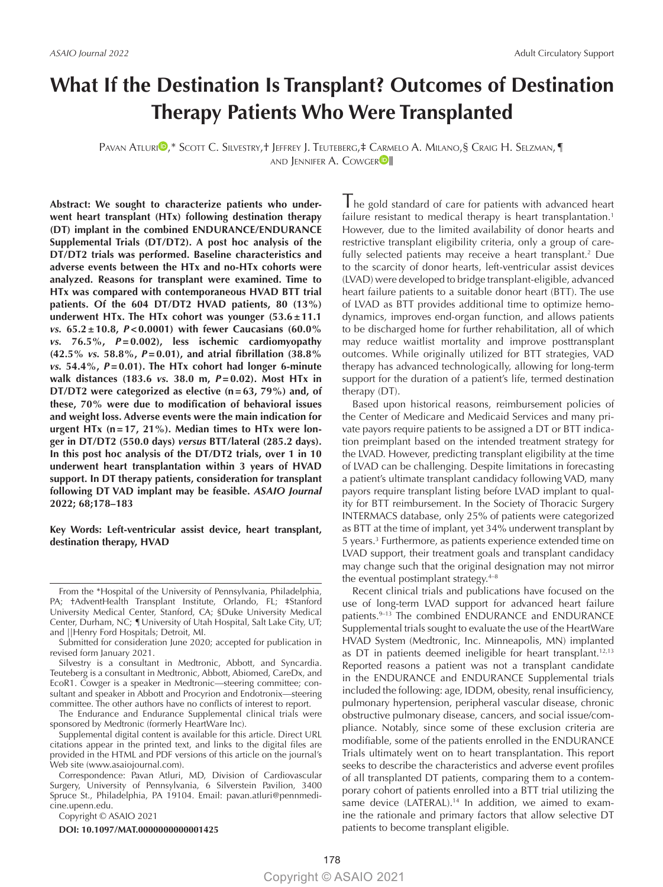# What If the Destination Is Transplant? Outcomes of Destination Therapy Patients Who Were Transplanted

Pavan Atluri,* Scott C. Silvestry,† Jeffrey J. Teuteberg,‡ Carmelo A. Milano,§ Craig H. Selzman,¶ and Jennifer A. Cowger‖

**Abstract: We sought to characterize patients who underwent heart transplant (HTx) following destination therapy (DT) implant in the combined ENDURANCE/ENDURANCE Supplemental Trials (DT/DT2). A post hoc analysis of the DT/DT2 trials was performed. Baseline characteristics and adverse events between the HTx and no-HTx cohorts were analyzed. Reasons for transplant were examined. Time to HTx was compared with contemporaneous HVAD BTT trial patients. Of the 604 DT/DT2 HVAD patients, 80 (13%) underwent HTx. The HTx cohort was younger (53.6 ± 11.1 *vs.* 65.2 ± 10.8, *P* < 0.0001) with fewer Caucasians (60.0% *vs.* 76.5%, *P* = 0.002), less ischemic cardiomyopathy (42.5% *vs.* 58.8%, *P* = 0.01), and atrial fibrillation (38.8% *vs.* 54.4%, *P* = 0.01). The HTx cohort had longer 6-minute walk distances (183.6 *vs.* 38.0 m, *P* = 0.02). Most HTx in DT/DT2 were categorized as elective (n = 63, 79%) and, of these, 70% were due to modification of behavioral issues and weight loss. Adverse events were the main indication for urgent HTx (n = 17, 21%). Median times to HTx were longer in DT/DT2 (550.0 days) *versus* BTT/lateral (285.2 days). In this post hoc analysis of the DT/DT2 trials, over 1 in 10 underwent heart transplantation within 3 years of HVAD support. In DT therapy patients, consideration for transplant following DT VAD implant may be feasible. *ASAIO Journal* 2022; 68;178–183**

**Key Words: Left-ventricular assist device, heart transplant, destination therapy, HVAD**

From the *Hospital of the University of Pennsylvania, Philadelphia, PA; †AdventHealth Transplant Institute, Orlando, FL; ‡Stanford University Medical Center, Stanford, CA; §Duke University Medical Center, Durham, NC; ¶University of Utah Hospital, Salt Lake City, UT; and ||Henry Ford Hospitals; Detroit, MI.

Submitted for consideration June 2020; accepted for publication in revised form January 2021.

Silvestry is a consultant in Medtronic, Abbott, and Syncardia. Teuteberg is a consultant in Medtronic, Abbott, Abiomed, CareDx, and EcoR1. Cowger is a speaker in Medtronic—steering committee; consultant and speaker in Abbott and Procyrion and Endotronix—steering committee. The other authors have no conflicts of interest to report.

The Endurance and Endurance Supplemental clinical trials were sponsored by Medtronic (formerly HeartWare Inc).

Supplemental digital content is available for this article. Direct URL citations appear in the printed text, and links to the digital files are provided in the HTML and PDF versions of this article on the journal's Web site (www.asaiojournal.com).

Correspondence: Pavan Atluri, MD, Division of Cardiovascular Surgery, University of Pennsylvania, 6 Silverstein Pavilion, 3400 Spruce St., Philadelphia, PA 19104. Email: pavan.atluri@pennmedicine.upenn.edu.

Copyright © ASAIO 2021

**DOI: 10.1097/MAT.0000000000001425**

The gold standard of care for patients with advanced heart failure resistant to medical therapy is heart transplantation.[1] However, due to the limited availability of donor hearts and restrictive transplant eligibility criteria, only a group of carefully selected patients may receive a heart transplant.[2] Due to the scarcity of donor hearts, left-ventricular assist devices (LVAD) were developed to bridge transplant-eligible, advanced heart failure patients to a suitable donor heart (BTT). The use of LVAD as BTT provides additional time to optimize hemodynamics, improves end-organ function, and allows patients to be discharged home for further rehabilitation, all of which may reduce waitlist mortality and improve posttransplant outcomes. While originally utilized for BTT strategies, VAD therapy has advanced technologically, allowing for long-term support for the duration of a patient's life, termed destination therapy (DT).

Based upon historical reasons, reimbursement policies of the Center of Medicare and Medicaid Services and many private payors require patients to be assigned a DT or BTT indication preimplant based on the intended treatment strategy for the LVAD. However, predicting transplant eligibility at the time of LVAD can be challenging. Despite limitations in forecasting a patient's ultimate transplant candidacy following VAD, many payors require transplant listing before LVAD implant to qualify for BTT reimbursement. In the Society of Thoracic Surgery INTERMACS database, only 25% of patients were categorized as BTT at the time of implant, yet 34% underwent transplant by 5 years.[3] Furthermore, as patients experience extended time on LVAD support, their treatment goals and transplant candidacy may change such that the original designation may not mirror the eventual postimplant strategy.[4–8]

Recent clinical trials and publications have focused on the use of long-term LVAD support for advanced heart failure patients.[9–13] The combined ENDURANCE and ENDURANCE Supplemental trials sought to evaluate the use of the HeartWare HVAD System (Medtronic, Inc. Minneapolis, MN) implanted as DT in patients deemed ineligible for heart transplant.[12,13] Reported reasons a patient was not a transplant candidate in the ENDURANCE and ENDURANCE Supplemental trials included the following: age, IDDM, obesity, renal insufficiency, pulmonary hypertension, peripheral vascular disease, chronic obstructive pulmonary disease, cancers, and social issue/compliance. Notably, since some of these exclusion criteria are modifiable, some of the patients enrolled in the ENDURANCE Trials ultimately went on to heart transplantation. This report seeks to describe the characteristics and adverse event profiles of all transplanted DT patients, comparing them to a contemporary cohort of patients enrolled into a BTT trial utilizing the same device (LATERAL).[14] In addition, we aimed to examine the rationale and primary factors that allow selective DT patients to become transplant eligible.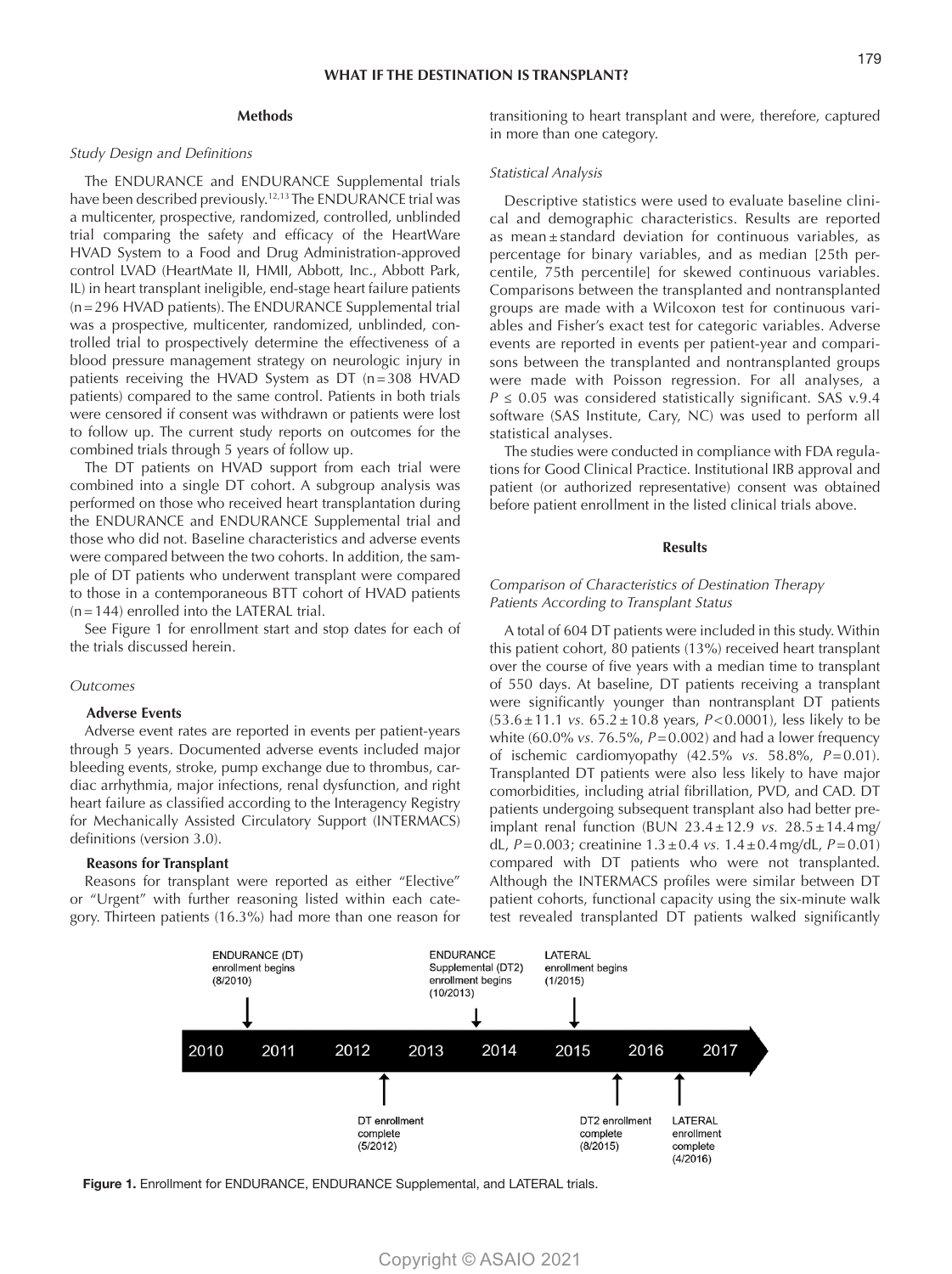## Methods

### *Study Design and Definitions*

The ENDURANCE and ENDURANCE Supplemental trials have been described previously.[12,13] The ENDURANCE trial was a multicenter, prospective, randomized, controlled, unblinded trial comparing the safety and efficacy of the HeartWare HVAD System to a Food and Drug Administration-approved control LVAD (HeartMate II, HMII, Abbott, Inc., Abbott Park, IL) in heart transplant ineligible, end-stage heart failure patients (n = 296 HVAD patients). The ENDURANCE Supplemental trial was a prospective, multicenter, randomized, unblinded, controlled trial to prospectively determine the effectiveness of a blood pressure management strategy on neurologic injury in patients receiving the HVAD System as DT (n = 308 HVAD patients) compared to the same control. Patients in both trials were censored if consent was withdrawn or patients were lost to follow up. The current study reports on outcomes for the combined trials through 5 years of follow up.

The DT patients on HVAD support from each trial were combined into a single DT cohort. A subgroup analysis was performed on those who received heart transplantation during the ENDURANCE and ENDURANCE Supplemental trial and those who did not. Baseline characteristics and adverse events were compared between the two cohorts. In addition, the sample of DT patients who underwent transplant were compared to those in a contemporaneous BTT cohort of HVAD patients (n = 144) enrolled into the LATERAL trial.

See Figure 1 for enrollment start and stop dates for each of the trials discussed herein.

### *Outcomes*

#### Adverse Events

Adverse event rates are reported in events per patient-years through 5 years. Documented adverse events included major bleeding events, stroke, pump exchange due to thrombus, cardiac arrhythmia, major infections, renal dysfunction, and right heart failure as classified according to the Interagency Registry for Mechanically Assisted Circulatory Support (INTERMACS) definitions (version 3.0).

#### Reasons for Transplant

Reasons for transplant were reported as either "Elective" or "Urgent" with further reasoning listed within each category. Thirteen patients (16.3%) had more than one reason for transitioning to heart transplant and were, therefore, captured in more than one category.

### *Statistical Analysis*

Descriptive statistics were used to evaluate baseline clinical and demographic characteristics. Results are reported as mean ± standard deviation for continuous variables, as percentage for binary variables, and as median [25th percentile, 75th percentile] for skewed continuous variables. Comparisons between the transplanted and nontransplanted groups are made with a Wilcoxon test for continuous variables and Fisher's exact test for categoric variables. Adverse events are reported in events per patient-year and comparisons between the transplanted and nontransplanted groups were made with Poisson regression. For all analyses, a $P \leq 0.05$ was considered statistically significant. SAS v.9.4 software (SAS Institute, Cary, NC) was used to perform all statistical analyses.

The studies were conducted in compliance with FDA regulations for Good Clinical Practice. Institutional IRB approval and patient (or authorized representative) consent was obtained before patient enrollment in the listed clinical trials above.

## Results

### *Comparison of Characteristics of Destination Therapy Patients According to Transplant Status*

A total of 604 DT patients were included in this study. Within this patient cohort, 80 patients (13%) received heart transplant over the course of five years with a median time to transplant of 550 days. At baseline, DT patients receiving a transplant were significantly younger than nontransplant DT patients (53.6 ± 11.1 *vs.* 65.2 ± 10.8 years, $P < 0.0001$), less likely to be white (60.0% *vs.* 76.5%, $P = 0.002$) and had a lower frequency of ischemic cardiomyopathy (42.5% *vs.* 58.8%, $P = 0.01$). Transplanted DT patients were also less likely to have major comorbidities, including atrial fibrillation, PVD, and CAD. DT patients undergoing subsequent transplant also had better preimplant renal function (BUN 23.4 ± 12.9 *vs.* 28.5 ± 14.4 mg/dL, $P = 0.003$; creatinine 1.3 ± 0.4 *vs.* 1.4 ± 0.4 mg/dL, $P = 0.01$) compared with DT patients who were not transplanted. Although the INTERMACS profiles were similar between DT patient cohorts, functional capacity using the six-minute walk test revealed transplanted DT patients walked significantly

ENDURANCE (DT) enrollment begins (8/2010)
ENDURANCE Supplemental (DT2) enrollment begins (10/2013)
LATERAL enrollment begins (1/2015)
2010 2011 2012 2013 2014 2015 2016 2017
DT enrollment complete (5/2012)
DT2 enrollment complete (8/2015)
LATERAL enrollment complete (4/2016)

**Figure 1.** Enrollment for ENDURANCE, ENDURANCE Supplemental, and LATERAL trials.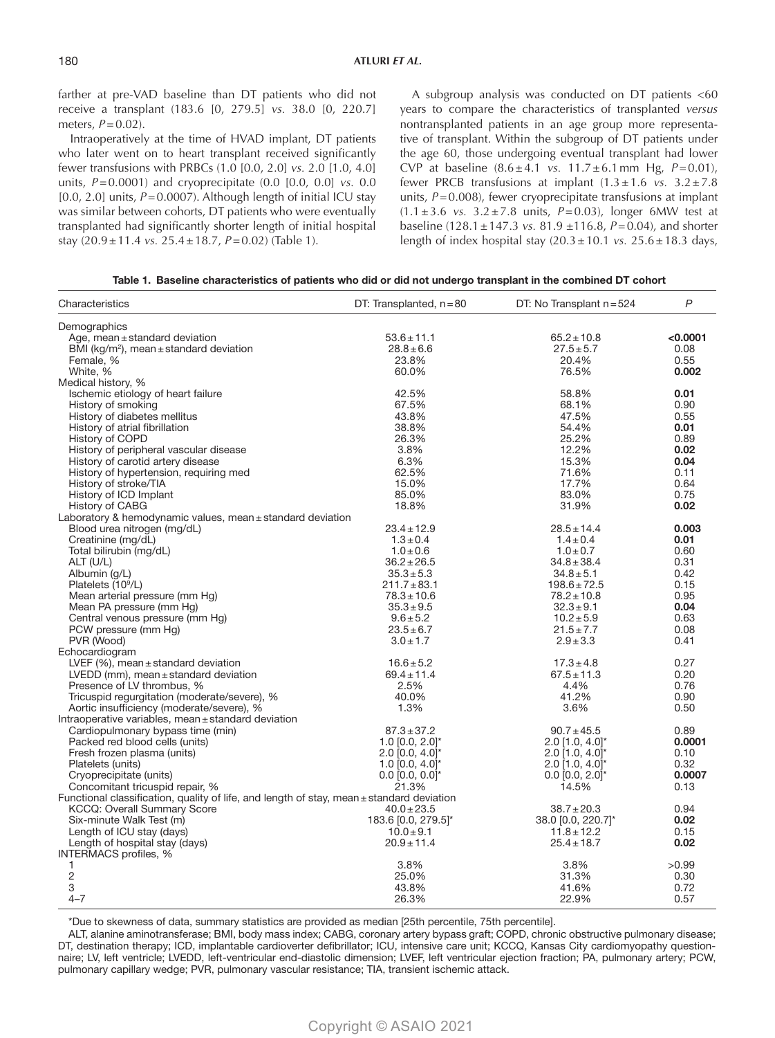farther at pre-VAD baseline than DT patients who did not receive a transplant (183.6 [0, 279.5] *vs.* 38.0 [0, 220.7] meters, $P = 0.02$).

Intraoperatively at the time of HVAD implant, DT patients who later went on to heart transplant received significantly fewer transfusions with PRBCs (1.0 [0.0, 2.0] *vs.* 2.0 [1.0, 4.0] units, $P = 0.0001$) and cryoprecipitate (0.0 [0.0, 0.0] *vs.* 0.0 [0.0, 2.0] units, $P = 0.0007$). Although length of initial ICU stay was similar between cohorts, DT patients who were eventually transplanted had significantly shorter length of initial hospital stay (20.9 ± 11.4 *vs.* 25.4 ± 18.7, $P = 0.02$) (Table 1).

A subgroup analysis was conducted on DT patients <60 years to compare the characteristics of transplanted *versus* nontransplanted patients in an age group more representative of transplant. Within the subgroup of DT patients under the age 60, those undergoing eventual transplant had lower CVP at baseline (8.6 ± 4.1 *vs.* 11.7 ± 6.1 mm Hg, $P = 0.01$), fewer PRCB transfusions at implant (1.3 ± 1.6 *vs.* 3.2 ± 7.8 units, $P = 0.008$), fewer cryoprecipitate transfusions at implant (1.1 ± 3.6 *vs.* 3.2 ± 7.8 units, $P = 0.03$), longer 6MW test at baseline (128.1 ± 147.3 *vs.* 81.9 ± 116.8, $P = 0.04$), and shorter length of index hospital stay (20.3 ± 10.1 *vs.* 25.6 ± 18.3 days,

**Table 1. Baseline characteristics of patients who did or did not undergo transplant in the combined DT cohort**

| Characteristics | DT: Transplanted, n = 80 | DT: No Transplant n = 524 | P |
|---|---|---|---|
| Demographics | | | |
| Age, mean ± standard deviation | 53.6 ± 11.1 | 65.2 ± 10.8 | **<0.0001** |
| BMI (kg/m$^2$), mean ± standard deviation | 28.8 ± 6.6 | 27.5 ± 5.7 | 0.08 |
| Female, % | 23.8% | 20.4% | 0.55 |
| White, % | 60.0% | 76.5% | **0.002** |
| Medical history, % | | | |
| Ischemic etiology of heart failure | 42.5% | 58.8% | **0.01** |
| History of smoking | 67.5% | 68.1% | 0.90 |
| History of diabetes mellitus | 43.8% | 47.5% | 0.55 |
| History of atrial fibrillation | 38.8% | 54.4% | **0.01** |
| History of COPD | 26.3% | 25.2% | 0.89 |
| History of peripheral vascular disease | 3.8% | 12.2% | **0.02** |
| History of carotid artery disease | 6.3% | 15.3% | **0.04** |
| History of hypertension, requiring med | 62.5% | 71.6% | 0.11 |
| History of stroke/TIA | 15.0% | 17.7% | 0.64 |
| History of ICD Implant | 85.0% | 83.0% | 0.75 |
| History of CABG | 18.8% | 31.9% | **0.02** |
| Laboratory & hemodynamic values, mean ± standard deviation | | | |
| Blood urea nitrogen (mg/dL) | 23.4 ± 12.9 | 28.5 ± 14.4 | **0.003** |
| Creatinine (mg/dL) | 1.3 ± 0.4 | 1.4 ± 0.4 | **0.01** |
| Total bilirubin (mg/dL) | 1.0 ± 0.6 | 1.0 ± 0.7 | 0.60 |
| ALT (U/L) | 36.2 ± 26.5 | 34.8 ± 38.4 | 0.31 |
| Albumin (g/L) | 35.3 ± 5.3 | 34.8 ± 5.1 | 0.42 |
| Platelets (10$^9$/L) | 211.7 ± 83.1 | 198.6 ± 72.5 | 0.15 |
| Mean arterial pressure (mm Hg) | 78.3 ± 10.6 | 78.2 ± 10.8 | 0.95 |
| Mean PA pressure (mm Hg) | 35.3 ± 9.5 | 32.3 ± 9.1 | **0.04** |
| Central venous pressure (mm Hg) | 9.6 ± 5.2 | 10.2 ± 5.9 | 0.63 |
| PCW pressure (mm Hg) | 23.5 ± 6.7 | 21.5 ± 7.7 | 0.08 |
| PVR (Wood) | 3.0 ± 1.7 | 2.9 ± 3.3 | 0.41 |
| Echocardiogram | | | |
| LVEF (%), mean ± standard deviation | 16.6 ± 5.2 | 17.3 ± 4.8 | 0.27 |
| LVEDD (mm), mean ± standard deviation | 69.4 ± 11.4 | 67.5 ± 11.3 | 0.20 |
| Presence of LV thrombus, % | 2.5% | 4.4% | 0.76 |
| Tricuspid regurgitation (moderate/severe), % | 40.0% | 41.2% | 0.90 |
| Aortic insufficiency (moderate/severe), % | 1.3% | 3.6% | 0.50 |
| Intraoperative variables, mean ± standard deviation | | | |
| Cardiopulmonary bypass time (min) | 87.3 ± 37.2 | 90.7 ± 45.5 | 0.89 |
| Packed red blood cells (units) | 1.0 [0.0, 2.0]* | 2.0 [1.0, 4.0]* | **0.0001** |
| Fresh frozen plasma (units) | 2.0 [0.0, 4.0]* | 2.0 [1.0, 4.0]* | 0.10 |
| Platelets (units) | 1.0 [0.0, 4.0]* | 2.0 [1.0, 4.0]* | 0.32 |
| Cryoprecipitate (units) | 0.0 [0.0, 0.0]* | 0.0 [0.0, 2.0]* | **0.0007** |
| Concomitant tricuspid repair, % | 21.3% | 14.5% | 0.13 |
| Functional classification, quality of life, and length of stay, mean ± standard deviation | | | |
| KCCQ: Overall Summary Score | 40.0 ± 23.5 | 38.7 ± 20.3 | 0.94 |
| Six-minute Walk Test (m) | 183.6 [0.0, 279.5]* | 38.0 [0.0, 220.7]* | **0.02** |
| Length of ICU stay (days) | 10.0 ± 9.1 | 11.8 ± 12.2 | 0.15 |
| Length of hospital stay (days) | 20.9 ± 11.4 | 25.4 ± 18.7 | **0.02** |
| INTERMACS profiles, % | | | |
| 1 | 3.8% | 3.8% | >0.99 |
| 2 | 25.0% | 31.3% | 0.30 |
| 3 | 43.8% | 41.6% | 0.72 |
| 4–7 | 26.3% | 22.9% | 0.57 |

*Due to skewness of data, summary statistics are provided as median [25th percentile, 75th percentile].

ALT, alanine aminotransferase; BMI, body mass index; CABG, coronary artery bypass graft; COPD, chronic obstructive pulmonary disease; DT, destination therapy; ICD, implantable cardioverter defibrillator; ICU, intensive care unit; KCCQ, Kansas City cardiomyopathy questionnaire; LV, left ventricle; LVEDD, left-ventricular end-diastolic dimension; LVEF, left ventricular ejection fraction; PA, pulmonary artery; PCW, pulmonary capillary wedge; PVR, pulmonary vascular resistance; TIA, transient ischemic attack.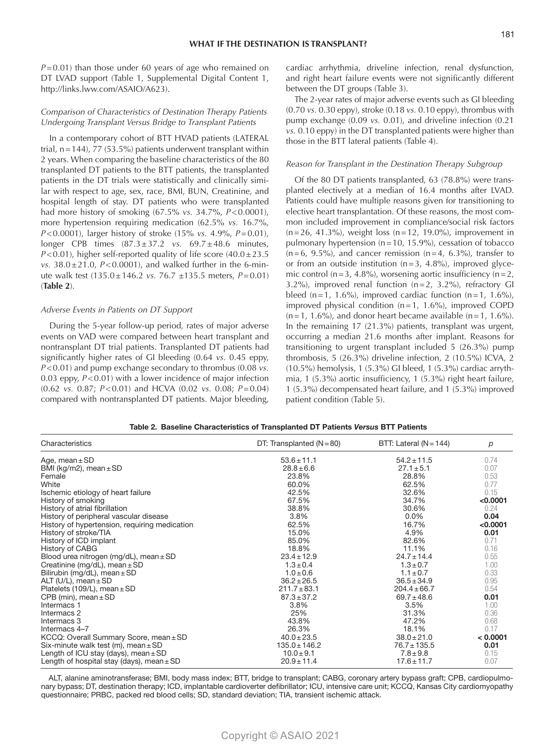$P = 0.01$) than those under 60 years of age who remained on DT LVAD support (Table 1, Supplemental Digital Content 1, http://links.lww.com/ASAIO/A623).

### *Comparison of Characteristics of Destination Therapy Patients Undergoing Transplant Versus Bridge to Transplant Patients*

In a contemporary cohort of BTT HVAD patients (LATERAL trial, n = 144), 77 (53.5%) patients underwent transplant within 2 years. When comparing the baseline characteristics of the 80 transplanted DT patients to the BTT patients, the transplanted patients in the DT trials were statistically and clinically similar with respect to age, sex, race, BMI, BUN, Creatinine, and hospital length of stay. DT patients who were transplanted had more history of smoking (67.5% *vs.* 34.7%, $P < 0.0001$), more hypertension requiring medication (62.5% *vs.* 16.7%, $P < 0.0001$), larger history of stroke (15% *vs.* 4.9%, $P = 0.01$), longer CPB times (87.3 ± 37.2 *vs.* 69.7 ± 48.6 minutes, $P < 0.01$), higher self-reported quality of life score (40.0 ± 23.5 *vs.* 38.0 ± 21.0, $P < 0.0001$), and walked further in the 6-minute walk test (135.0 ± 146.2 *vs.* 76.7 ±135.5 meters, $P = 0.01$) (**Table 2**).

### *Adverse Events in Patients on DT Support*

During the 5-year follow-up period, rates of major adverse events on VAD were compared between heart transplant and nontransplant DT trial patients. Transplanted DT patients had significantly higher rates of GI bleeding (0.64 *vs.* 0.45 eppy, $P < 0.01$) and pump exchange secondary to thrombus (0.08 *vs.* 0.03 eppy, $P < 0.01$) with a lower incidence of major infection (0.62 *vs.* 0.87; $P < 0.01$) and HCVA (0.02 *vs.* 0.08; $P = 0.04$) compared with nontransplanted DT patients. Major bleeding, cardiac arrhythmia, driveline infection, renal dysfunction, and right heart failure events were not significantly different between the DT groups (Table 3).

The 2-year rates of major adverse events such as GI bleeding (0.70 *vs.* 0.30 eppy), stroke (0.18 *vs.* 0.10 eppy), thrombus with pump exchange (0.09 *vs.* 0.01), and driveline infection (0.21 *vs.* 0.10 eppy) in the DT transplanted patients were higher than those in the BTT lateral patients (Table 4).

### *Reason for Transplant in the Destination Therapy Subgroup*

Of the 80 DT patients transplanted, 63 (78.8%) were transplanted electively at a median of 16.4 months after LVAD. Patients could have multiple reasons given for transitioning to elective heart transplantation. Of these reasons, the most common included improvement in compliance/social risk factors (n = 26, 41.3%), weight loss (n = 12, 19.0%), improvement in pulmonary hypertension (n = 10, 15.9%), cessation of tobacco (n = 6, 9.5%), and cancer remission (n = 4, 6.3%), transfer to or from an outside institution (n = 3, 4.8%), improved glycemic control (n = 3, 4.8%), worsening aortic insufficiency (n = 2, 3.2%), improved renal function (n = 2, 3.2%), refractory GI bleed (n = 1, 1.6%), improved cardiac function (n = 1, 1.6%), improved physical condition (n = 1, 1.6%), improved COPD (n = 1, 1.6%), and donor heart became available (n = 1, 1.6%). In the remaining 17 (21.3%) patients, transplant was urgent, occurring a median 21.6 months after implant. Reasons for transitioning to urgent transplant included 5 (26.3%) pump thrombosis, 5 (26.3%) driveline infection, 2 (10.5%) ICVA, 2 (10.5%) hemolysis, 1 (5.3%) GI bleed, 1 (5.3%) cardiac arrythmia, 1 (5.3%) aortic insufficiency, 1 (5.3%) right heart failure, 1 (5.3%) decompensated heart failure, and 1 (5.3%) improved patient condition (Table 5).

**Table 2. Baseline Characteristics of Transplanted DT Patients *Versus* BTT Patients**

| Characteristics | DT: Transplanted (N = 80) | BTT: Lateral (N = 144) | *p* |
|---|---|---|---|
| Age, mean ± SD | 53.6 ± 11.1 | 54.2 ± 11.5 | 0.74 |
| BMI (kg/m2), mean ± SD | 28.8 ± 6.6 | 27.1 ± 5.1 | 0.07 |
| Female | 23.8% | 28.8% | 0.53 |
| White | 60.0% | 62.5% | 0.77 |
| Ischemic etiology of heart failure | 42.5% | 32.6% | 0.15 |
| History of smoking | 67.5% | 34.7% | **<0.0001** |
| History of atrial fibrillation | 38.8% | 30.6% | 0.24 |
| History of peripheral vascular disease | 3.8% | 0.0% | **0.04** |
| History of hypertension, requiring medication | 62.5% | 16.7% | **<0.0001** |
| History of stroke/TIA | 15.0% | 4.9% | **0.01** |
| History of ICD implant | 85.0% | 82.6% | 0.71 |
| History of CABG | 18.8% | 11.1% | 0.16 |
| Blood urea nitrogen (mg/dL), mean ± SD | 23.4 ± 12.9 | 24.7 ± 14.4 | 0.55 |
| Creatinine (mg/dL), mean ± SD | 1.3 ± 0.4 | 1.3 ± 0.7 | 1.00 |
| Bilirubin (mg/dL), mean ± SD | 1.0 ± 0.6 | 1.1 ± 0.7 | 0.33 |
| ALT (U/L), mean ± SD | 36.2 ± 26.5 | 36.5 ± 34.9 | 0.95 |
| Platelets (109/L), mean ± SD | 211.7 ± 83.1 | 204.4 ± 66.7 | 0.54 |
| CPB (min), mean ± SD | 87.3 ± 37.2 | 69.7 ± 48.6 | **0.01** |
| Intermacs 1 | 3.8% | 3.5% | 1.00 |
| Intermacs 2 | 25% | 31.3% | 0.36 |
| Intermacs 3 | 43.8% | 47.2% | 0.68 |
| Intermacs 4–7 | 26.3% | 18.1% | 0.17 |
| KCCQ: Overall Summary Score, mean ± SD | 40.0 ± 23.5 | 38.0 ± 21.0 | **< 0.0001** |
| Six-minute walk test (m), mean ± SD | 135.0 ± 146.2 | 76.7 ± 135.5 | **0.01** |
| Length of ICU stay (days), mean ± SD | 10.0 ± 9.1 | 7.8 ± 9.8 | 0.15 |
| Length of hospital stay (days), mean ± SD | 20.9 ± 11.4 | 17.6 ± 11.7 | 0.07 |

ALT, alanine aminotransferase; BMI, body mass index; BTT, bridge to transplant; CABG, coronary artery bypass graft; CPB, cardiopulmonary bypass; DT, destination therapy; ICD, implantable cardioverter defibrillator; ICU, intensive care unit; KCCQ, Kansas City cardiomyopathy questionnaire; PRBC, packed red blood cells; SD, standard deviation; TIA, transient ischemic attack.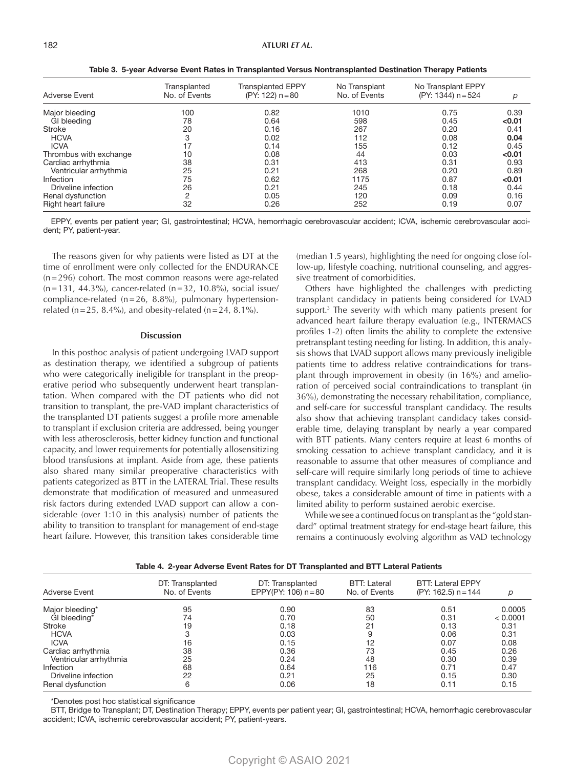**Table 3. 5-year Adverse Event Rates in Transplanted Versus Nontransplanted Destination Therapy Patients**

| Adverse Event | Transplanted No. of Events | Transplanted EPPY (PY: 122) n=80 | No Transplant No. of Events | No Transplant EPPY (PY: 1344) n=524 | p |
|---|---|---|---|---|---|
| Major bleeding | 100 | 0.82 | 1010 | 0.75 | 0.39 |
| GI bleeding | 78 | 0.64 | 598 | 0.45 | **<0.01** |
| Stroke | 20 | 0.16 | 267 | 0.20 | 0.41 |
| HCVA | 3 | 0.02 | 112 | 0.08 | **0.04** |
| ICVA | 17 | 0.14 | 155 | 0.12 | 0.45 |
| Thrombus with exchange | 10 | 0.08 | 44 | 0.03 | **<0.01** |
| Cardiac arrhythmia | 38 | 0.31 | 413 | 0.31 | 0.93 |
| Ventricular arrhythmia | 25 | 0.21 | 268 | 0.20 | 0.89 |
| Infection | 75 | 0.62 | 1175 | 0.87 | **<0.01** |
| Driveline infection | 26 | 0.21 | 245 | 0.18 | 0.44 |
| Renal dysfunction | 2 | 0.05 | 120 | 0.09 | 0.16 |
| Right heart failure | 32 | 0.26 | 252 | 0.19 | 0.07 |

EPPY, events per patient year; GI, gastrointestinal; HCVA, hemorrhagic cerebrovascular accident; ICVA, ischemic cerebrovascular accident; PY, patient-year.

The reasons given for why patients were listed as DT at the time of enrollment were only collected for the ENDURANCE (n=296) cohort. The most common reasons were age-related (n=131, 44.3%), cancer-related (n=32, 10.8%), social issue/compliance-related (n=26, 8.8%), pulmonary hypertension-related (n=25, 8.4%), and obesity-related (n=24, 8.1%).

## Discussion

In this posthoc analysis of patient undergoing LVAD support as destination therapy, we identified a subgroup of patients who were categorically ineligible for transplant in the preoperative period who subsequently underwent heart transplantation. When compared with the DT patients who did not transition to transplant, the pre-VAD implant characteristics of the transplanted DT patients suggest a profile more amenable to transplant if exclusion criteria are addressed, being younger with less atherosclerosis, better kidney function and functional capacity, and lower requirements for potentially allosensitizing blood transfusions at implant. Aside from age, these patients also shared many similar preoperative characteristics with patients categorized as BTT in the LATERAL Trial. These results demonstrate that modification of measured and unmeasured risk factors during extended LVAD support can allow a considerable (over 1:10 in this analysis) number of patients the ability to transition to transplant for management of end-stage heart failure. However, this transition takes considerable time (median 1.5 years), highlighting the need for ongoing close follow-up, lifestyle coaching, nutritional counseling, and aggressive treatment of comorbidities.

Others have highlighted the challenges with predicting transplant candidacy in patients being considered for LVAD support.[3] The severity with which many patients present for advanced heart failure therapy evaluation (e.g., INTERMACS profiles 1-2) often limits the ability to complete the extensive pretransplant testing needing for listing. In addition, this analysis shows that LVAD support allows many previously ineligible patients time to address relative contraindications for transplant through improvement in obesity (in 16%) and amelioration of perceived social contraindications to transplant (in 36%), demonstrating the necessary rehabilitation, compliance, and self-care for successful transplant candidacy. The results also show that achieving transplant candidacy takes considerable time, delaying transplant by nearly a year compared with BTT patients. Many centers require at least 6 months of smoking cessation to achieve transplant candidacy, and it is reasonable to assume that other measures of compliance and self-care will require similarly long periods of time to achieve transplant candidacy. Weight loss, especially in the morbidly obese, takes a considerable amount of time in patients with a limited ability to perform sustained aerobic exercise.

While we see a continued focus on transplant as the "gold standard" optimal treatment strategy for end-stage heart failure, this remains a continuously evolving algorithm as VAD technology

**Table 4. 2-year Adverse Event Rates for DT Transplanted and BTT Lateral Patients**

| Adverse Event | DT: Transplanted No. of Events | DT: Transplanted EPPY(PY: 106) n=80 | BTT: Lateral No. of Events | BTT: Lateral EPPY (PY: 162.5) n=144 | p |
|---|---|---|---|---|---|
| Major bleeding* | 95 | 0.90 | 83 | 0.51 | 0.0005 |
| GI bleeding* | 74 | 0.70 | 50 | 0.31 | < 0.0001 |
| Stroke | 19 | 0.18 | 21 | 0.13 | 0.31 |
| HCVA | 3 | 0.03 | 9 | 0.06 | 0.31 |
| ICVA | 16 | 0.15 | 12 | 0.07 | 0.08 |
| Cardiac arrhythmia | 38 | 0.36 | 73 | 0.45 | 0.26 |
| Ventricular arrhythmia | 25 | 0.24 | 48 | 0.30 | 0.39 |
| Infection | 68 | 0.64 | 116 | 0.71 | 0.47 |
| Driveline infection | 22 | 0.21 | 25 | 0.15 | 0.30 |
| Renal dysfunction | 6 | 0.06 | 18 | 0.11 | 0.15 |

*Denotes post hoc statistical significance

BTT, Bridge to Transplant; DT, Destination Therapy; EPPY, events per patient year; GI, gastrointestinal; HCVA, hemorrhagic cerebrovascular accident; ICVA, ischemic cerebrovascular accident; PY, patient-years.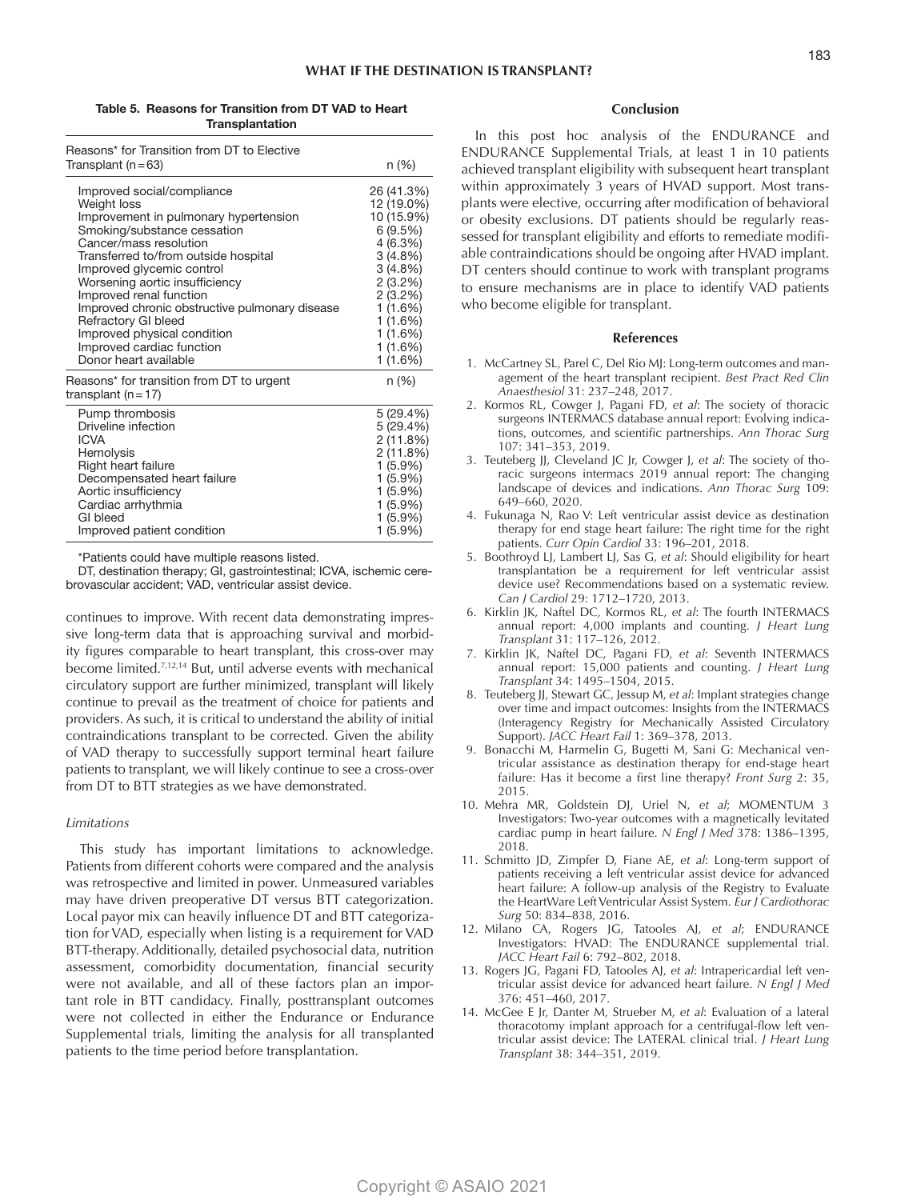**Table 5. Reasons for Transition from DT VAD to Heart Transplantation**

| Reasons* for Transition from DT to Elective Transplant (n = 63) | n (%) |
|---|---|
| Improved social/compliance | 26 (41.3%) |
| Weight loss | 12 (19.0%) |
| Improvement in pulmonary hypertension | 10 (15.9%) |
| Smoking/substance cessation | 6 (9.5%) |
| Cancer/mass resolution | 4 (6.3%) |
| Transferred to/from outside hospital | 3 (4.8%) |
| Improved glycemic control | 3 (4.8%) |
| Worsening aortic insufficiency | 2 (3.2%) |
| Improved renal function | 2 (3.2%) |
| Improved chronic obstructive pulmonary disease | 1 (1.6%) |
| Refractory GI bleed | 1 (1.6%) |
| Improved physical condition | 1 (1.6%) |
| Improved cardiac function | 1 (1.6%) |
| Donor heart available | 1 (1.6%) |
| **Reasons* for transition from DT to urgent transplant (n = 17)** | **n (%)** |
| Pump thrombosis | 5 (29.4%) |
| Driveline infection | 5 (29.4%) |
| ICVA | 2 (11.8%) |
| Hemolysis | 2 (11.8%) |
| Right heart failure | 1 (5.9%) |
| Decompensated heart failure | 1 (5.9%) |
| Aortic insufficiency | 1 (5.9%) |
| Cardiac arrhythmia | 1 (5.9%) |
| GI bleed | 1 (5.9%) |
| Improved patient condition | 1 (5.9%) |

*Patients could have multiple reasons listed.

DT, destination therapy; GI, gastrointestinal; ICVA, ischemic cerebrovascular accident; VAD, ventricular assist device.

continues to improve. With recent data demonstrating impressive long-term data that is approaching survival and morbidity figures comparable to heart transplant, this cross-over may become limited.[7,12,14] But, until adverse events with mechanical circulatory support are further minimized, transplant will likely continue to prevail as the treatment of choice for patients and providers. As such, it is critical to understand the ability of initial contraindications transplant to be corrected. Given the ability of VAD therapy to successfully support terminal heart failure patients to transplant, we will likely continue to see a cross-over from DT to BTT strategies as we have demonstrated.

### *Limitations*

This study has important limitations to acknowledge. Patients from different cohorts were compared and the analysis was retrospective and limited in power. Unmeasured variables may have driven preoperative DT versus BTT categorization. Local payor mix can heavily influence DT and BTT categorization for VAD, especially when listing is a requirement for VAD BTT-therapy. Additionally, detailed psychosocial data, nutrition assessment, comorbidity documentation, financial security were not available, and all of these factors plan an important role in BTT candidacy. Finally, posttransplant outcomes were not collected in either the Endurance or Endurance Supplemental trials, limiting the analysis for all transplanted patients to the time period before transplantation.

## Conclusion

In this post hoc analysis of the ENDURANCE and ENDURANCE Supplemental Trials, at least 1 in 10 patients achieved transplant eligibility with subsequent heart transplant within approximately 3 years of HVAD support. Most transplants were elective, occurring after modification of behavioral or obesity exclusions. DT patients should be regularly reassessed for transplant eligibility and efforts to remediate modifiable contraindications should be ongoing after HVAD implant. DT centers should continue to work with transplant programs to ensure mechanisms are in place to identify VAD patients who become eligible for transplant.

## References

1. McCartney SL, Parel C, Del Rio MJ: Long-term outcomes and management of the heart transplant recipient. *Best Pract Red Clin Anaesthesiol* 31: 237–248, 2017.
2. Kormos RL, Cowger J, Pagani FD, *et al*: The society of thoracic surgeons INTERMACS database annual report: Evolving indications, outcomes, and scientific partnerships. *Ann Thorac Surg* 107: 341–353, 2019.
3. Teuteberg JJ, Cleveland JC Jr, Cowger J, *et al*: The society of thoracic surgeons intermacs 2019 annual report: The changing landscape of devices and indications. *Ann Thorac Surg* 109: 649–660, 2020.
4. Fukunaga N, Rao V: Left ventricular assist device as destination therapy for end stage heart failure: The right time for the right patients. *Curr Opin Cardiol* 33: 196–201, 2018.
5. Boothroyd LJ, Lambert LJ, Sas G, *et al*: Should eligibility for heart transplantation be a requirement for left ventricular assist device use? Recommendations based on a systematic review. *Can J Cardiol* 29: 1712–1720, 2013.
6. Kirklin JK, Naftel DC, Kormos RL, *et al*: The fourth INTERMACS annual report: 4,000 implants and counting. *J Heart Lung Transplant* 31: 117–126, 2012.
7. Kirklin JK, Naftel DC, Pagani FD, *et al*: Seventh INTERMACS annual report: 15,000 patients and counting. *J Heart Lung Transplant* 34: 1495–1504, 2015.
8. Teuteberg JJ, Stewart GC, Jessup M, *et al*: Implant strategies change over time and impact outcomes: Insights from the INTERMACS (Interagency Registry for Mechanically Assisted Circulatory Support). *JACC Heart Fail* 1: 369–378, 2013.
9. Bonacchi M, Harmelin G, Bugetti M, Sani G: Mechanical ventricular assistance as destination therapy for end-stage heart failure: Has it become a first line therapy? *Front Surg* 2: 35, 2015.
10. Mehra MR, Goldstein DJ, Uriel N, *et al*; MOMENTUM 3 Investigators: Two-year outcomes with a magnetically levitated cardiac pump in heart failure. *N Engl J Med* 378: 1386–1395, 2018.
11. Schmitto JD, Zimpfer D, Fiane AE, *et al*: Long-term support of patients receiving a left ventricular assist device for advanced heart failure: A follow-up analysis of the Registry to Evaluate the HeartWare Left Ventricular Assist System. *Eur J Cardiothorac Surg* 50: 834–838, 2016.
12. Milano CA, Rogers JG, Tatooles AJ, *et al*; ENDURANCE Investigators: HVAD: The ENDURANCE supplemental trial. *JACC Heart Fail* 6: 792–802, 2018.
13. Rogers JG, Pagani FD, Tatooles AJ, *et al*: Intrapericardial left ventricular assist device for advanced heart failure. *N Engl J Med* 376: 451–460, 2017.
14. McGee E Jr, Danter M, Strueber M, *et al*: Evaluation of a lateral thoracotomy implant approach for a centrifugal-flow left ventricular assist device: The LATERAL clinical trial. *J Heart Lung Transplant* 38: 344–351, 2019.